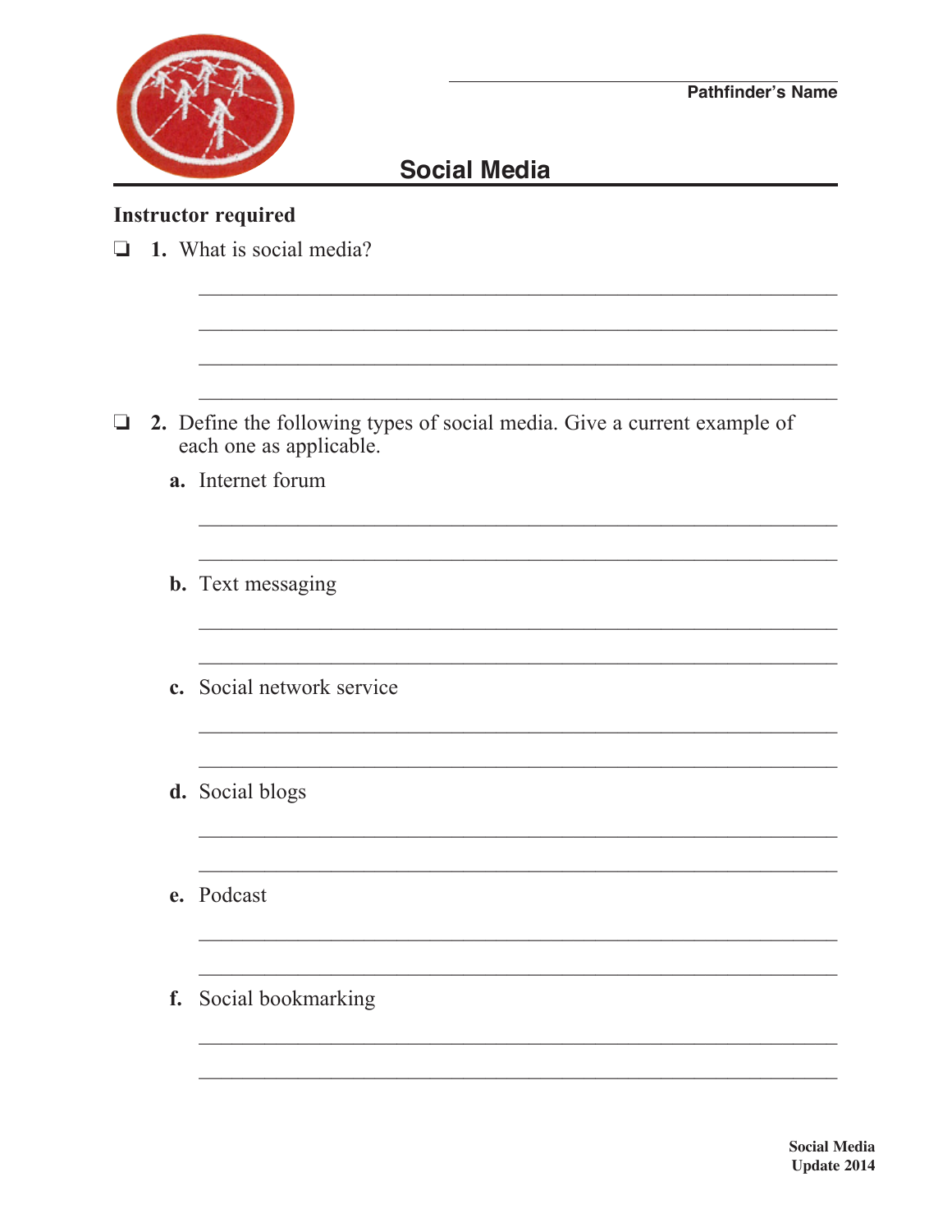Pathfinder's Name

# Social Media

**Instructor required**

❑ **1.** What is social media?

❑ **2.** Define the following types of social media. Give a current example of each one as applicable.

**a.** Internet forum

**b.** Text messaging

**c.** Social network service

**d.** Social blogs

**e.** Podcast

**f.** Social bookmarking

Social Media
Update 2014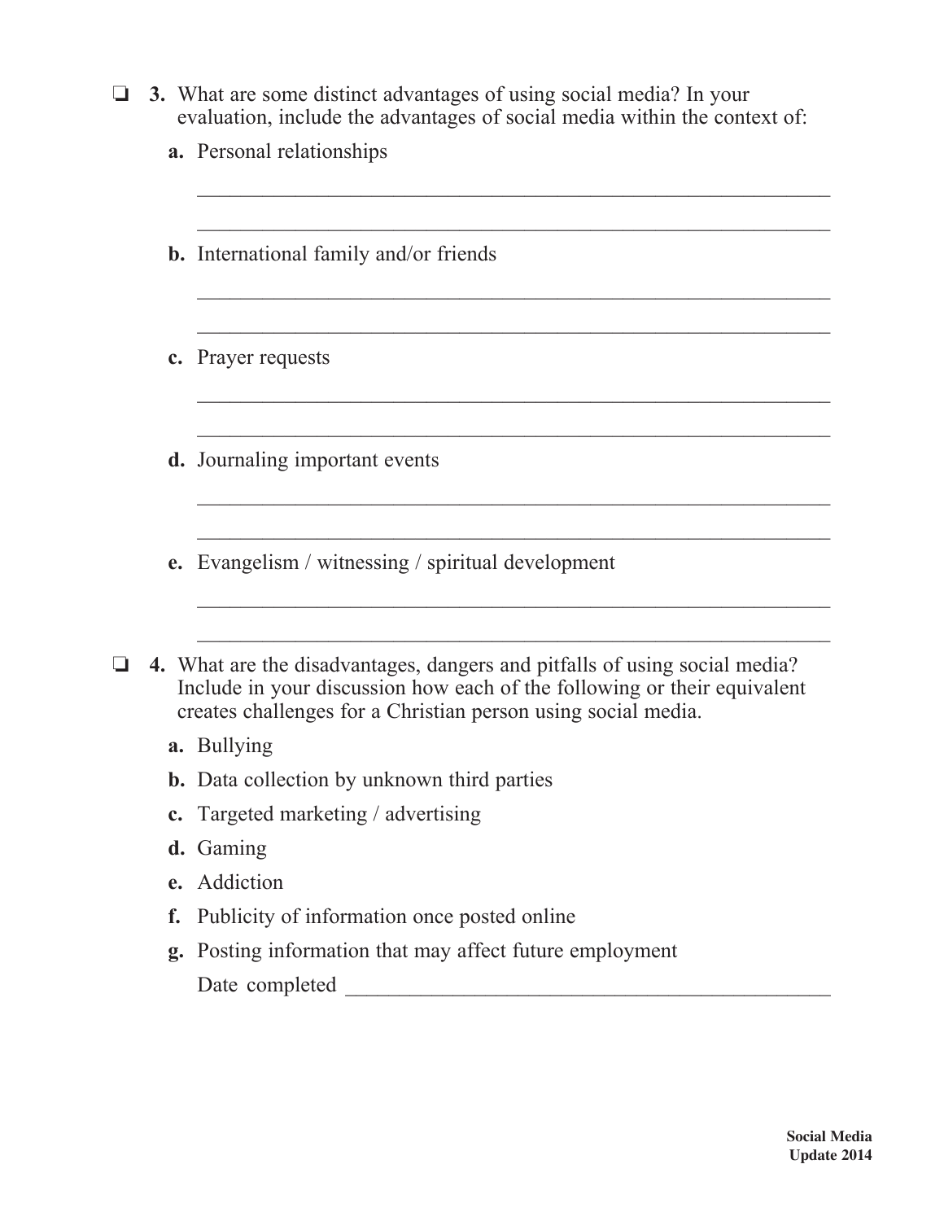- ❑ **3.** What are some distinct advantages of using social media? In your evaluation, include the advantages of social media within the context of:

  **a.** Personal relationships

  ______________________________________________________________

  ______________________________________________________________

  **b.** International family and/or friends

  ______________________________________________________________

  ______________________________________________________________

  **c.** Prayer requests

  ______________________________________________________________

  ______________________________________________________________

  **d.** Journaling important events

  ______________________________________________________________

  ______________________________________________________________

  **e.** Evangelism / witnessing / spiritual development

  ______________________________________________________________

  ______________________________________________________________

- ❑ **4.** What are the disadvantages, dangers and pitfalls of using social media? Include in your discussion how each of the following or their equivalent creates challenges for a Christian person using social media.

  **a.** Bullying

  **b.** Data collection by unknown third parties

  **c.** Targeted marketing / advertising

  **d.** Gaming

  **e.** Addiction

  **f.** Publicity of information once posted online

  **g.** Posting information that may affect future employment

  Date completed ______________________________________________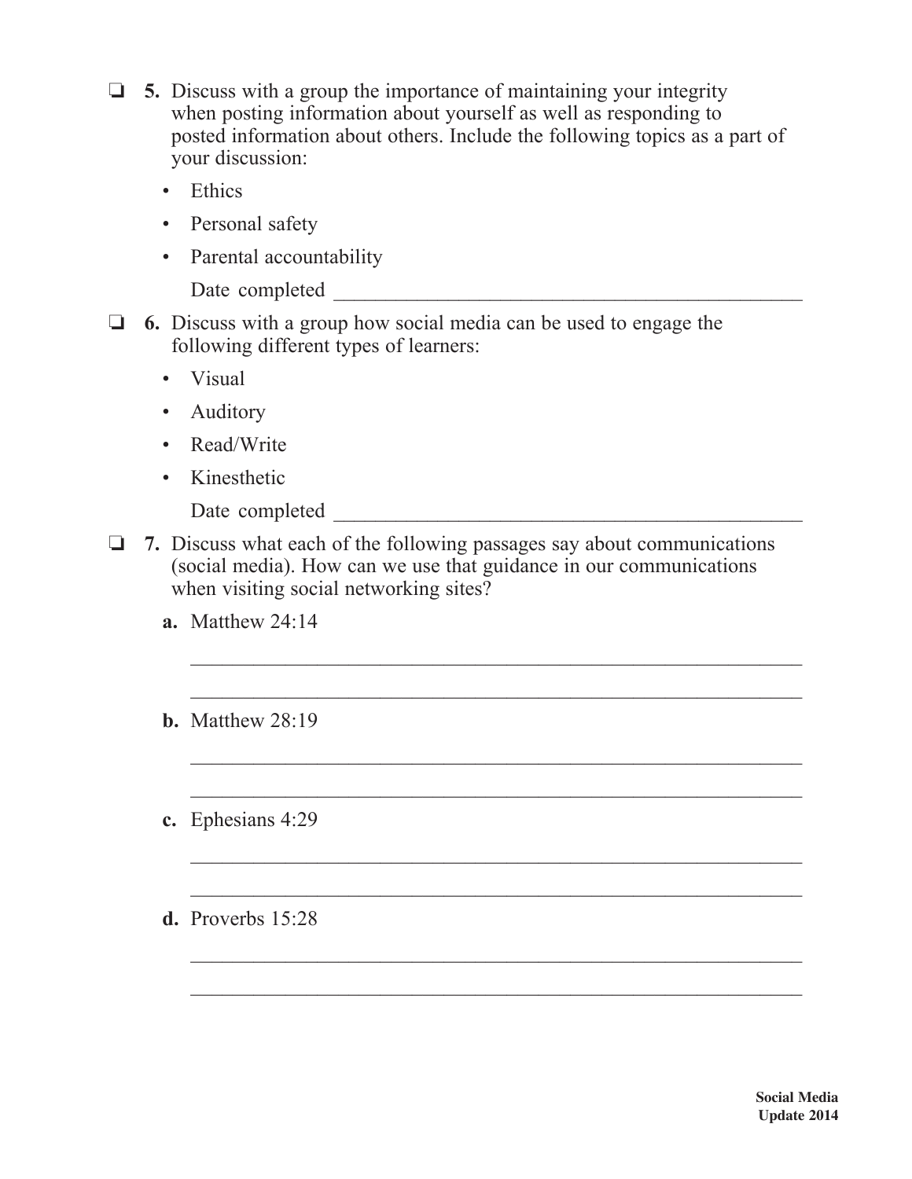❏ **5.** Discuss with a group the importance of maintaining your integrity when posting information about yourself as well as responding to posted information about others. Include the following topics as a part of your discussion:

- Ethics
- Personal safety
- Parental accountability

Date completed ______________________________________________

❏ **6.** Discuss with a group how social media can be used to engage the following different types of learners:

- Visual
- Auditory
- Read/Write
- Kinesthetic

Date completed ______________________________________________

❏ **7.** Discuss what each of the following passages say about communications (social media). How can we use that guidance in our communications when visiting social networking sites?

**a.** Matthew 24:14

__________________________________________________________

__________________________________________________________

**b.** Matthew 28:19

__________________________________________________________

__________________________________________________________

**c.** Ephesians 4:29

__________________________________________________________

__________________________________________________________

**d.** Proverbs 15:28

__________________________________________________________

__________________________________________________________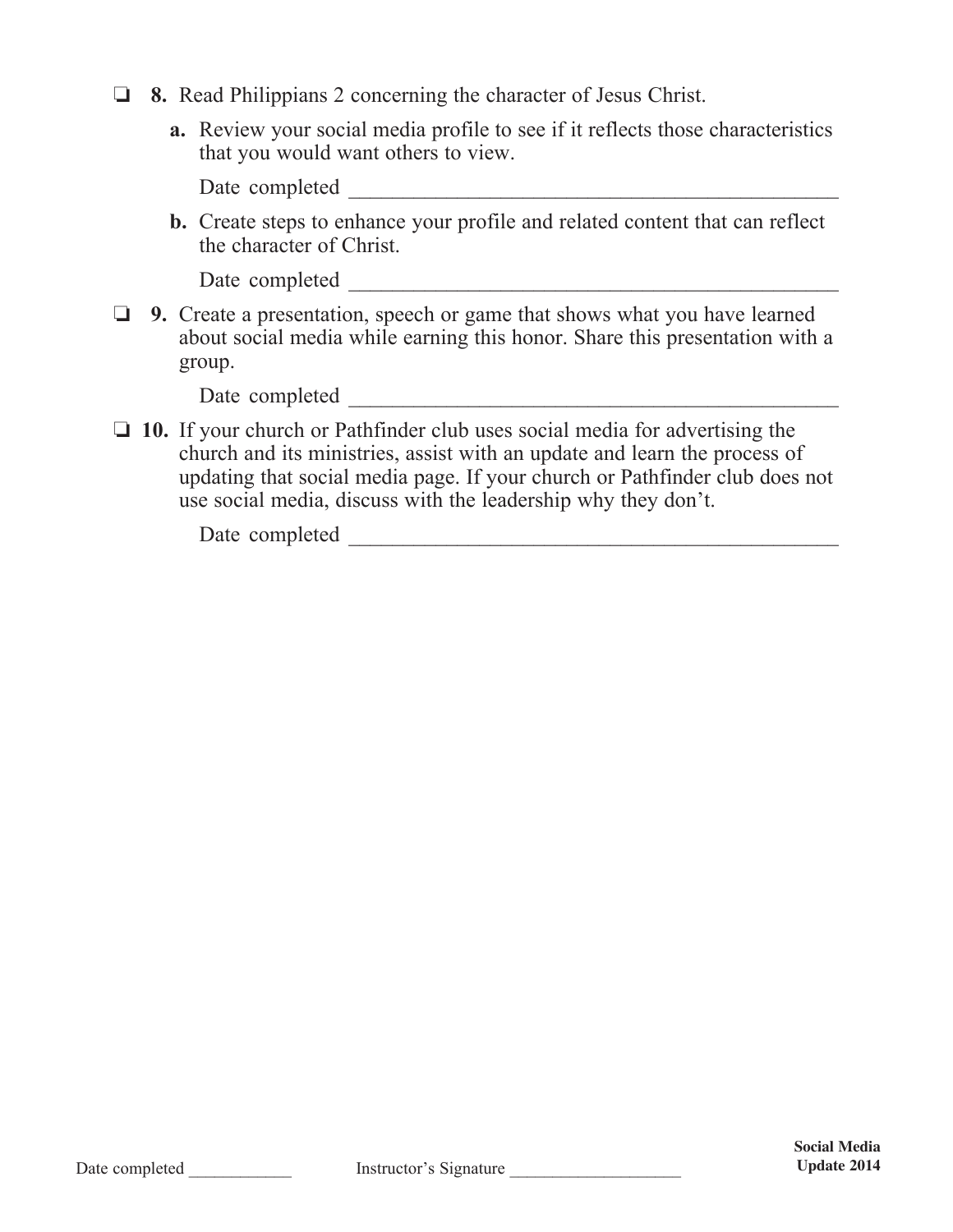- ❏ **8.** Read Philippians 2 concerning the character of Jesus Christ.
  - **a.** Review your social media profile to see if it reflects those characteristics that you would want others to view.

    Date completed _______________________________________________

  - **b.** Create steps to enhance your profile and related content that can reflect the character of Christ.

    Date completed _______________________________________________

- ❏ **9.** Create a presentation, speech or game that shows what you have learned about social media while earning this honor. Share this presentation with a group.

  Date completed _______________________________________________

- ❏ **10.** If your church or Pathfinder club uses social media for advertising the church and its ministries, assist with an update and learn the process of updating that social media page. If your church or Pathfinder club does not use social media, discuss with the leadership why they don't.

  Date completed _______________________________________________

Date completed ____________ Instructor's Signature ____________________

**Social Media**
**Update 2014**